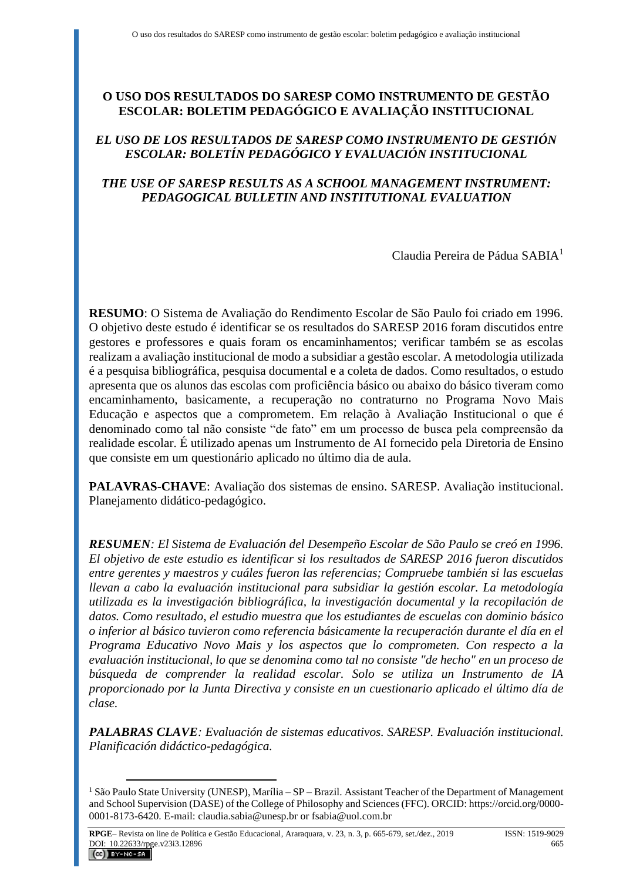# O USO DOS RESULTADOS DO SARESP COMO INSTRUMENTO DE GESTÃO ESCOLAR: BOLETIM PEDAGÓGICO E AVALIAÇÃO INSTITUCIONAL

## *EL USO DE LOS RESULTADOS DE SARESP COMO INSTRUMENTO DE GESTIÓN ESCOLAR: BOLETÍN PEDAGÓGICO Y EVALUACIÓN INSTITUCIONAL*

## *THE USE OF SARESP RESULTS AS A SCHOOL MANAGEMENT INSTRUMENT: PEDAGOGICAL BULLETIN AND INSTITUTIONAL EVALUATION*

Claudia Pereira de Pádua SABIA[1]

**RESUMO**: O Sistema de Avaliação do Rendimento Escolar de São Paulo foi criado em 1996. O objetivo deste estudo é identificar se os resultados do SARESP 2016 foram discutidos entre gestores e professores e quais foram os encaminhamentos; verificar também se as escolas realizam a avaliação institucional de modo a subsidiar a gestão escolar. A metodologia utilizada é a pesquisa bibliográfica, pesquisa documental e a coleta de dados. Como resultados, o estudo apresenta que os alunos das escolas com proficiência básico ou abaixo do básico tiveram como encaminhamento, basicamente, a recuperação no contraturno no Programa Novo Mais Educação e aspectos que a comprometem. Em relação à Avaliação Institucional o que é denominado como tal não consiste "de fato" em um processo de busca pela compreensão da realidade escolar. É utilizado apenas um Instrumento de AI fornecido pela Diretoria de Ensino que consiste em um questionário aplicado no último dia de aula.

**PALAVRAS-CHAVE**: Avaliação dos sistemas de ensino. SARESP. Avaliação institucional. Planejamento didático-pedagógico.

***RESUMEN****: El Sistema de Evaluación del Desempeño Escolar de São Paulo se creó en 1996. El objetivo de este estudio es identificar si los resultados de SARESP 2016 fueron discutidos entre gerentes y maestros y cuáles fueron las referencias; Compruebe también si las escuelas llevan a cabo la evaluación institucional para subsidiar la gestión escolar. La metodología utilizada es la investigación bibliográfica, la investigación documental y la recopilación de datos. Como resultado, el estudio muestra que los estudiantes de escuelas con dominio básico o inferior al básico tuvieron como referencia básicamente la recuperación durante el día en el Programa Educativo Novo Mais y los aspectos que lo comprometen. Con respecto a la evaluación institucional, lo que se denomina como tal no consiste "de hecho" en un proceso de búsqueda de comprender la realidad escolar. Solo se utiliza un Instrumento de IA proporcionado por la Junta Directiva y consiste en un cuestionario aplicado el último día de clase.*

***PALABRAS CLAVE****: Evaluación de sistemas educativos. SARESP. Evaluación institucional. Planificación didáctico-pedagógica.*

---

[1] São Paulo State University (UNESP), Marília – SP – Brazil. Assistant Teacher of the Department of Management and School Supervision (DASE) of the College of Philosophy and Sciences (FFC). ORCID: https://orcid.org/0000-0001-8173-6420. E-mail: claudia.sabia@unesp.br or fsabia@uol.com.br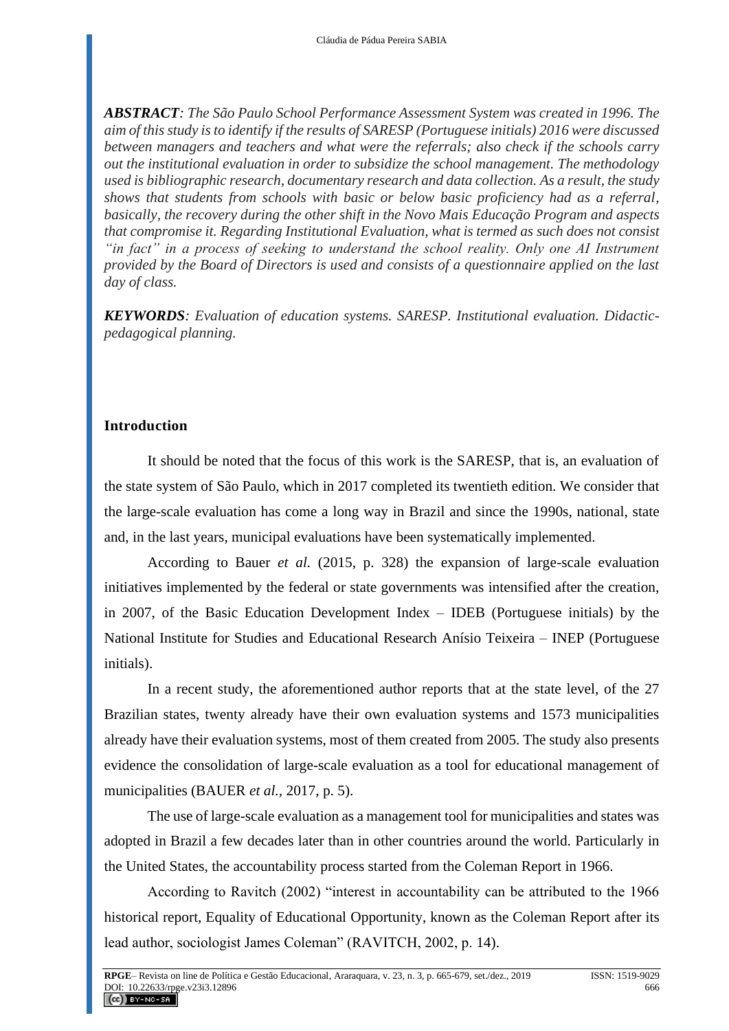***ABSTRACT****: The São Paulo School Performance Assessment System was created in 1996. The aim of this study is to identify if the results of SARESP (Portuguese initials) 2016 were discussed between managers and teachers and what were the referrals; also check if the schools carry out the institutional evaluation in order to subsidize the school management. The methodology used is bibliographic research, documentary research and data collection. As a result, the study shows that students from schools with basic or below basic proficiency had as a referral, basically, the recovery during the other shift in the Novo Mais Educação Program and aspects that compromise it. Regarding Institutional Evaluation, what is termed as such does not consist "in fact" in a process of seeking to understand the school reality. Only one AI Instrument provided by the Board of Directors is used and consists of a questionnaire applied on the last day of class.*

***KEYWORDS****: Evaluation of education systems. SARESP. Institutional evaluation. Didactic-pedagogical planning.*

## Introduction

It should be noted that the focus of this work is the SARESP, that is, an evaluation of the state system of São Paulo, which in 2017 completed its twentieth edition. We consider that the large-scale evaluation has come a long way in Brazil and since the 1990s, national, state and, in the last years, municipal evaluations have been systematically implemented.

According to Bauer *et al.* (2015, p. 328) the expansion of large-scale evaluation initiatives implemented by the federal or state governments was intensified after the creation, in 2007, of the Basic Education Development Index – IDEB (Portuguese initials) by the National Institute for Studies and Educational Research Anísio Teixeira – INEP (Portuguese initials).

In a recent study, the aforementioned author reports that at the state level, of the 27 Brazilian states, twenty already have their own evaluation systems and 1573 municipalities already have their evaluation systems, most of them created from 2005. The study also presents evidence the consolidation of large-scale evaluation as a tool for educational management of municipalities (BAUER *et al.*, 2017, p. 5).

The use of large-scale evaluation as a management tool for municipalities and states was adopted in Brazil a few decades later than in other countries around the world. Particularly in the United States, the accountability process started from the Coleman Report in 1966.

According to Ravitch (2002) "interest in accountability can be attributed to the 1966 historical report, Equality of Educational Opportunity, known as the Coleman Report after its lead author, sociologist James Coleman" (RAVITCH, 2002, p. 14).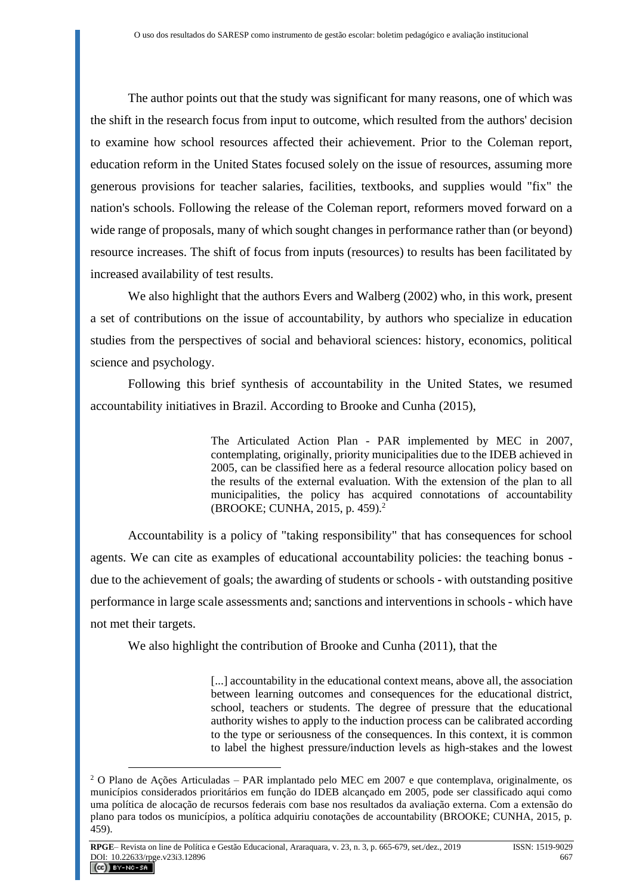The author points out that the study was significant for many reasons, one of which was the shift in the research focus from input to outcome, which resulted from the authors' decision to examine how school resources affected their achievement. Prior to the Coleman report, education reform in the United States focused solely on the issue of resources, assuming more generous provisions for teacher salaries, facilities, textbooks, and supplies would "fix" the nation's schools. Following the release of the Coleman report, reformers moved forward on a wide range of proposals, many of which sought changes in performance rather than (or beyond) resource increases. The shift of focus from inputs (resources) to results has been facilitated by increased availability of test results.

We also highlight that the authors Evers and Walberg (2002) who, in this work, present a set of contributions on the issue of accountability, by authors who specialize in education studies from the perspectives of social and behavioral sciences: history, economics, political science and psychology.

Following this brief synthesis of accountability in the United States, we resumed accountability initiatives in Brazil. According to Brooke and Cunha (2015),

> The Articulated Action Plan - PAR implemented by MEC in 2007, contemplating, originally, priority municipalities due to the IDEB achieved in 2005, can be classified here as a federal resource allocation policy based on the results of the external evaluation. With the extension of the plan to all municipalities, the policy has acquired connotations of accountability (BROOKE; CUNHA, 2015, p. 459).[2]

Accountability is a policy of "taking responsibility" that has consequences for school agents. We can cite as examples of educational accountability policies: the teaching bonus - due to the achievement of goals; the awarding of students or schools - with outstanding positive performance in large scale assessments and; sanctions and interventions in schools - which have not met their targets.

We also highlight the contribution of Brooke and Cunha (2011), that the

> [...] accountability in the educational context means, above all, the association between learning outcomes and consequences for the educational district, school, teachers or students. The degree of pressure that the educational authority wishes to apply to the induction process can be calibrated according to the type or seriousness of the consequences. In this context, it is common to label the highest pressure/induction levels as high-stakes and the lowest

[2] O Plano de Ações Articuladas – PAR implantado pelo MEC em 2007 e que contemplava, originalmente, os municípios considerados prioritários em função do IDEB alcançado em 2005, pode ser classificado aqui como uma política de alocação de recursos federais com base nos resultados da avaliação externa. Com a extensão do plano para todos os municípios, a política adquiriu conotações de accountability (BROOKE; CUNHA, 2015, p. 459).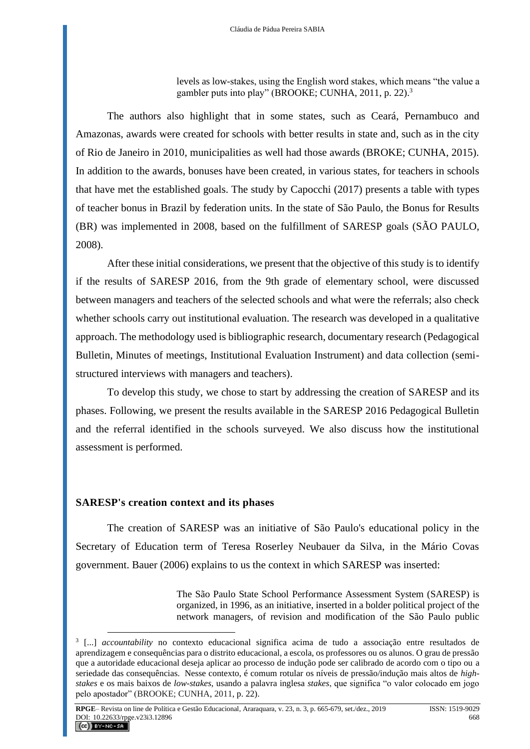> levels as low-stakes, using the English word stakes, which means "the value a gambler puts into play" (BROOKE; CUNHA, 2011, p. 22).[3]

The authors also highlight that in some states, such as Ceará, Pernambuco and Amazonas, awards were created for schools with better results in state and, such as in the city of Rio de Janeiro in 2010, municipalities as well had those awards (BROKE; CUNHA, 2015). In addition to the awards, bonuses have been created, in various states, for teachers in schools that have met the established goals. The study by Capocchi (2017) presents a table with types of teacher bonus in Brazil by federation units. In the state of São Paulo, the Bonus for Results (BR) was implemented in 2008, based on the fulfillment of SARESP goals (SÃO PAULO, 2008).

After these initial considerations, we present that the objective of this study is to identify if the results of SARESP 2016, from the 9th grade of elementary school, were discussed between managers and teachers of the selected schools and what were the referrals; also check whether schools carry out institutional evaluation. The research was developed in a qualitative approach. The methodology used is bibliographic research, documentary research (Pedagogical Bulletin, Minutes of meetings, Institutional Evaluation Instrument) and data collection (semi-structured interviews with managers and teachers).

To develop this study, we chose to start by addressing the creation of SARESP and its phases. Following, we present the results available in the SARESP 2016 Pedagogical Bulletin and the referral identified in the schools surveyed. We also discuss how the institutional assessment is performed.

## SARESP's creation context and its phases

The creation of SARESP was an initiative of São Paulo's educational policy in the Secretary of Education term of Teresa Roserley Neubauer da Silva, in the Mário Covas government. Bauer (2006) explains to us the context in which SARESP was inserted:

> The São Paulo State School Performance Assessment System (SARESP) is organized, in 1996, as an initiative, inserted in a bolder political project of the network managers, of revision and modification of the São Paulo public

---

[3] [...] *accountability* no contexto educacional significa acima de tudo a associação entre resultados de aprendizagem e consequências para o distrito educacional, a escola, os professores ou os alunos. O grau de pressão que a autoridade educacional deseja aplicar ao processo de indução pode ser calibrado de acordo com o tipo ou a seriedade das consequências. Nesse contexto, é comum rotular os níveis de pressão/indução mais altos de *high-stakes* e os mais baixos de *low-stakes*, usando a palavra inglesa *stakes*, que significa "o valor colocado em jogo pelo apostador" (BROOKE; CUNHA, 2011, p. 22).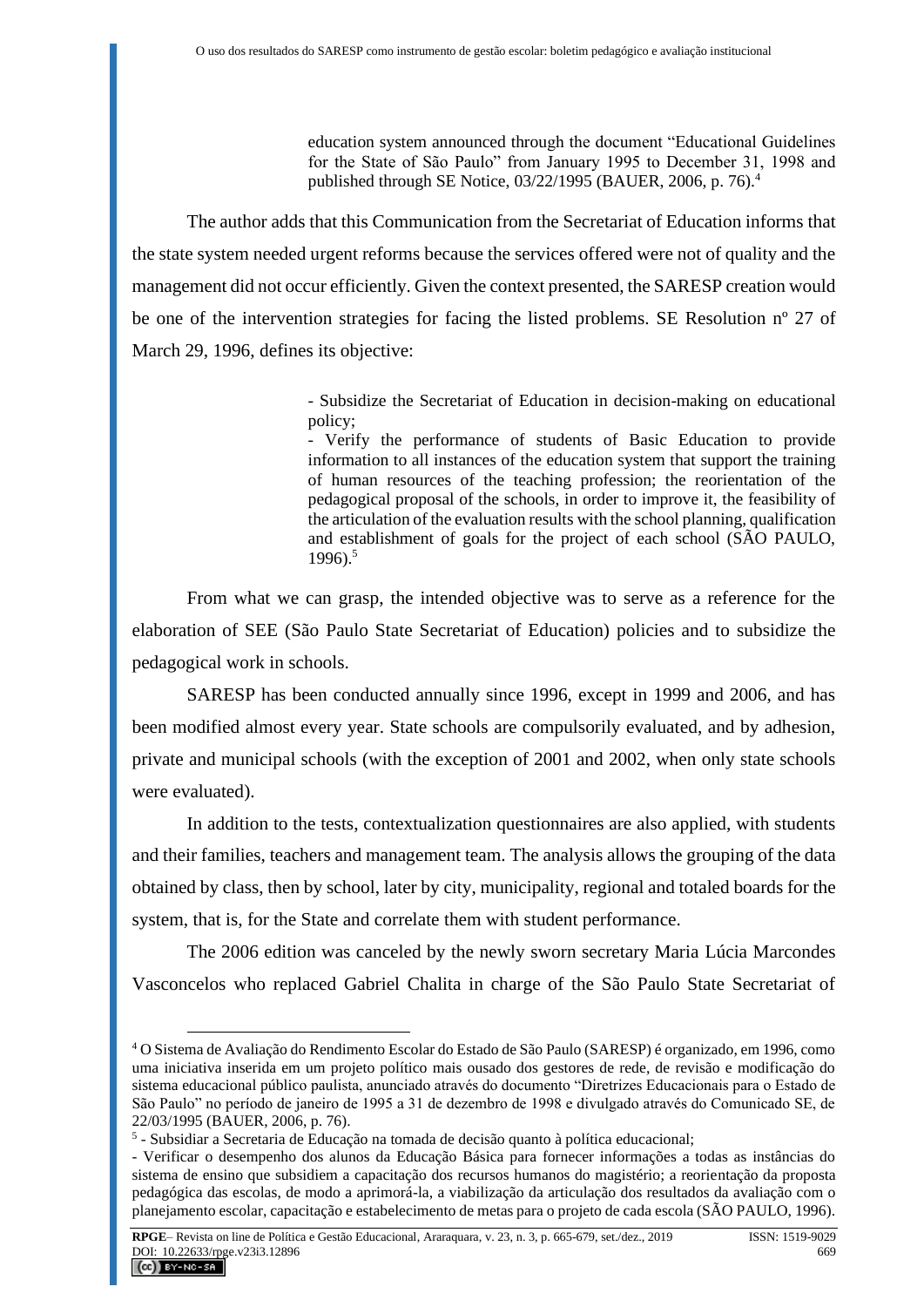> education system announced through the document "Educational Guidelines for the State of São Paulo" from January 1995 to December 31, 1998 and published through SE Notice, 03/22/1995 (BAUER, 2006, p. 76).[4]

The author adds that this Communication from the Secretariat of Education informs that the state system needed urgent reforms because the services offered were not of quality and the management did not occur efficiently. Given the context presented, the SARESP creation would be one of the intervention strategies for facing the listed problems. SE Resolution nº 27 of March 29, 1996, defines its objective:

> - Subsidize the Secretariat of Education in decision-making on educational policy;
> - Verify the performance of students of Basic Education to provide information to all instances of the education system that support the training of human resources of the teaching profession; the reorientation of the pedagogical proposal of the schools, in order to improve it, the feasibility of the articulation of the evaluation results with the school planning, qualification and establishment of goals for the project of each school (SÃO PAULO, 1996).[5]

From what we can grasp, the intended objective was to serve as a reference for the elaboration of SEE (São Paulo State Secretariat of Education) policies and to subsidize the pedagogical work in schools.

SARESP has been conducted annually since 1996, except in 1999 and 2006, and has been modified almost every year. State schools are compulsorily evaluated, and by adhesion, private and municipal schools (with the exception of 2001 and 2002, when only state schools were evaluated).

In addition to the tests, contextualization questionnaires are also applied, with students and their families, teachers and management team. The analysis allows the grouping of the data obtained by class, then by school, later by city, municipality, regional and totaled boards for the system, that is, for the State and correlate them with student performance.

The 2006 edition was canceled by the newly sworn secretary Maria Lúcia Marcondes Vasconcelos who replaced Gabriel Chalita in charge of the São Paulo State Secretariat of

---

[4] O Sistema de Avaliação do Rendimento Escolar do Estado de São Paulo (SARESP) é organizado, em 1996, como uma iniciativa inserida em um projeto político mais ousado dos gestores de rede, de revisão e modificação do sistema educacional público paulista, anunciado através do documento "Diretrizes Educacionais para o Estado de São Paulo" no período de janeiro de 1995 a 31 de dezembro de 1998 e divulgado através do Comunicado SE, de 22/03/1995 (BAUER, 2006, p. 76).

[5] - Subsidiar a Secretaria de Educação na tomada de decisão quanto à política educacional;
- Verificar o desempenho dos alunos da Educação Básica para fornecer informações a todas as instâncias do sistema de ensino que subsidiem a capacitação dos recursos humanos do magistério; a reorientação da proposta pedagógica das escolas, de modo a aprimorá-la, a viabilização da articulação dos resultados da avaliação com o planejamento escolar, capacitação e estabelecimento de metas para o projeto de cada escola (SÃO PAULO, 1996).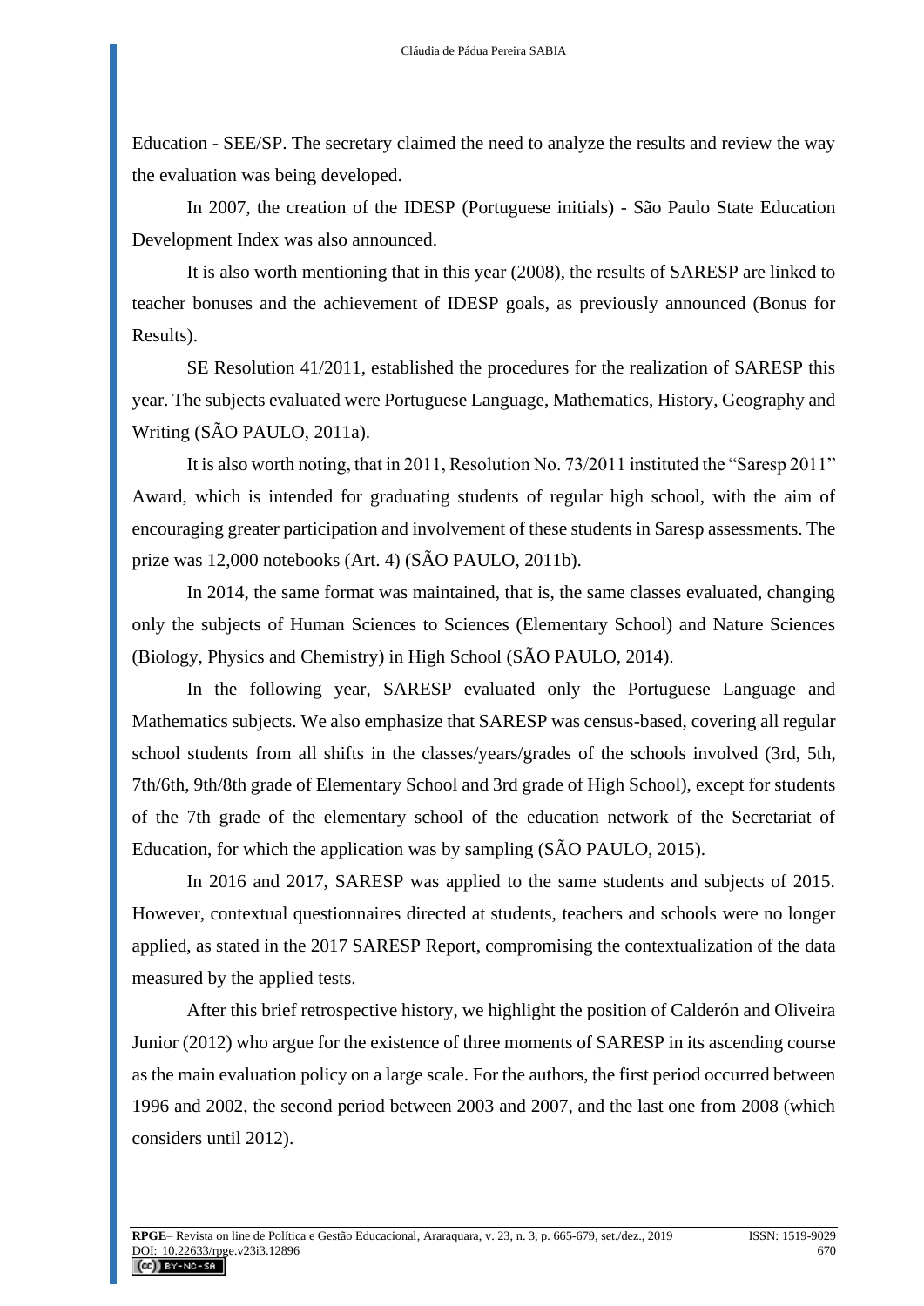Education - SEE/SP. The secretary claimed the need to analyze the results and review the way the evaluation was being developed.

In 2007, the creation of the IDESP (Portuguese initials) - São Paulo State Education Development Index was also announced.

It is also worth mentioning that in this year (2008), the results of SARESP are linked to teacher bonuses and the achievement of IDESP goals, as previously announced (Bonus for Results).

SE Resolution 41/2011, established the procedures for the realization of SARESP this year. The subjects evaluated were Portuguese Language, Mathematics, History, Geography and Writing (SÃO PAULO, 2011a).

It is also worth noting, that in 2011, Resolution No. 73/2011 instituted the "Saresp 2011" Award, which is intended for graduating students of regular high school, with the aim of encouraging greater participation and involvement of these students in Saresp assessments. The prize was 12,000 notebooks (Art. 4) (SÃO PAULO, 2011b).

In 2014, the same format was maintained, that is, the same classes evaluated, changing only the subjects of Human Sciences to Sciences (Elementary School) and Nature Sciences (Biology, Physics and Chemistry) in High School (SÃO PAULO, 2014).

In the following year, SARESP evaluated only the Portuguese Language and Mathematics subjects. We also emphasize that SARESP was census-based, covering all regular school students from all shifts in the classes/years/grades of the schools involved (3rd, 5th, 7th/6th, 9th/8th grade of Elementary School and 3rd grade of High School), except for students of the 7th grade of the elementary school of the education network of the Secretariat of Education, for which the application was by sampling (SÃO PAULO, 2015).

In 2016 and 2017, SARESP was applied to the same students and subjects of 2015. However, contextual questionnaires directed at students, teachers and schools were no longer applied, as stated in the 2017 SARESP Report, compromising the contextualization of the data measured by the applied tests.

After this brief retrospective history, we highlight the position of Calderón and Oliveira Junior (2012) who argue for the existence of three moments of SARESP in its ascending course as the main evaluation policy on a large scale. For the authors, the first period occurred between 1996 and 2002, the second period between 2003 and 2007, and the last one from 2008 (which considers until 2012).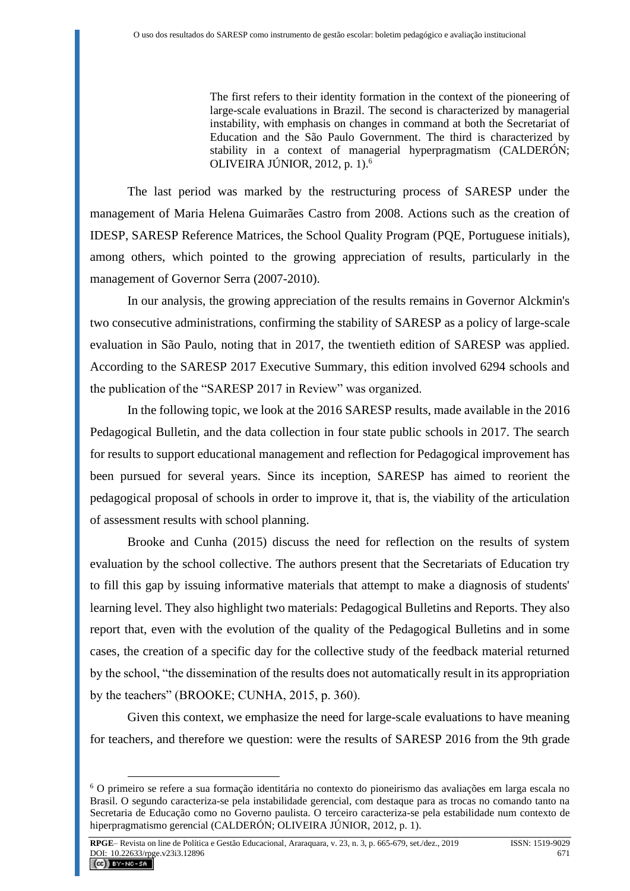> The first refers to their identity formation in the context of the pioneering of large-scale evaluations in Brazil. The second is characterized by managerial instability, with emphasis on changes in command at both the Secretariat of Education and the São Paulo Government. The third is characterized by stability in a context of managerial hyperpragmatism (CALDERÓN; OLIVEIRA JÚNIOR, 2012, p. 1).[6]

The last period was marked by the restructuring process of SARESP under the management of Maria Helena Guimarães Castro from 2008. Actions such as the creation of IDESP, SARESP Reference Matrices, the School Quality Program (PQE, Portuguese initials), among others, which pointed to the growing appreciation of results, particularly in the management of Governor Serra (2007-2010).

In our analysis, the growing appreciation of the results remains in Governor Alckmin's two consecutive administrations, confirming the stability of SARESP as a policy of large-scale evaluation in São Paulo, noting that in 2017, the twentieth edition of SARESP was applied. According to the SARESP 2017 Executive Summary, this edition involved 6294 schools and the publication of the "SARESP 2017 in Review" was organized.

In the following topic, we look at the 2016 SARESP results, made available in the 2016 Pedagogical Bulletin, and the data collection in four state public schools in 2017. The search for results to support educational management and reflection for Pedagogical improvement has been pursued for several years. Since its inception, SARESP has aimed to reorient the pedagogical proposal of schools in order to improve it, that is, the viability of the articulation of assessment results with school planning.

Brooke and Cunha (2015) discuss the need for reflection on the results of system evaluation by the school collective. The authors present that the Secretariats of Education try to fill this gap by issuing informative materials that attempt to make a diagnosis of students' learning level. They also highlight two materials: Pedagogical Bulletins and Reports. They also report that, even with the evolution of the quality of the Pedagogical Bulletins and in some cases, the creation of a specific day for the collective study of the feedback material returned by the school, "the dissemination of the results does not automatically result in its appropriation by the teachers" (BROOKE; CUNHA, 2015, p. 360).

Given this context, we emphasize the need for large-scale evaluations to have meaning for teachers, and therefore we question: were the results of SARESP 2016 from the 9th grade

---

[6] O primeiro se refere a sua formação identitária no contexto do pioneirismo das avaliações em larga escala no Brasil. O segundo caracteriza-se pela instabilidade gerencial, com destaque para as trocas no comando tanto na Secretaria de Educação como no Governo paulista. O terceiro caracteriza-se pela estabilidade num contexto de hiperpragmatismo gerencial (CALDERÓN; OLIVEIRA JÚNIOR, 2012, p. 1).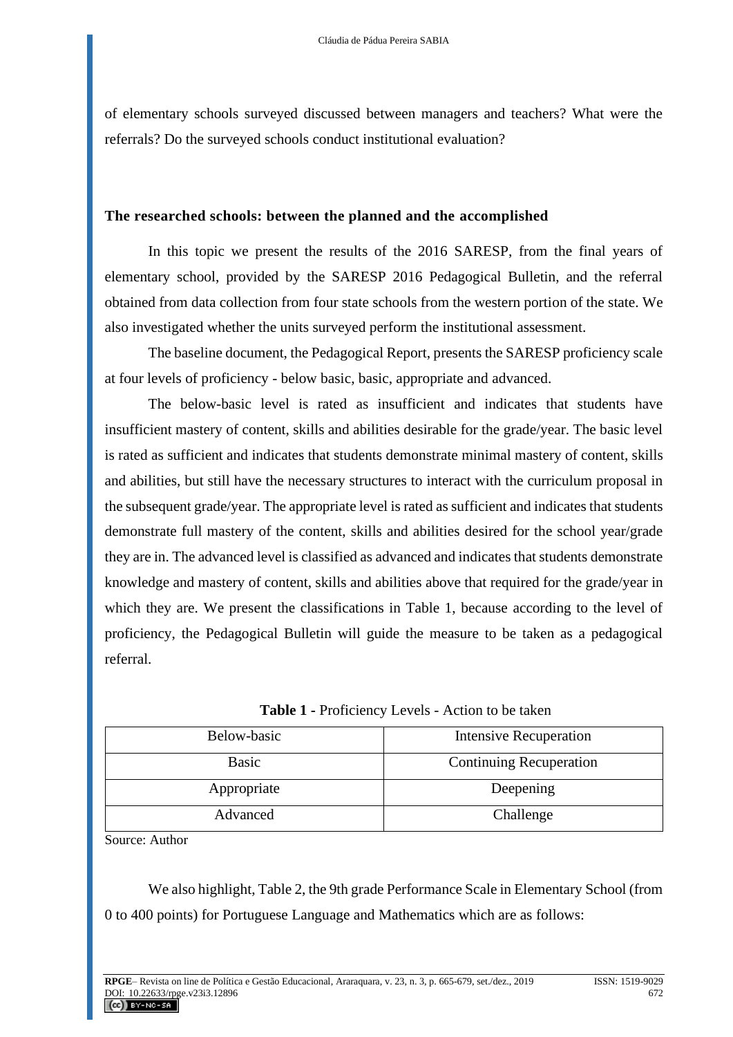of elementary schools surveyed discussed between managers and teachers? What were the referrals? Do the surveyed schools conduct institutional evaluation?

## The researched schools: between the planned and the accomplished

In this topic we present the results of the 2016 SARESP, from the final years of elementary school, provided by the SARESP 2016 Pedagogical Bulletin, and the referral obtained from data collection from four state schools from the western portion of the state. We also investigated whether the units surveyed perform the institutional assessment.

The baseline document, the Pedagogical Report, presents the SARESP proficiency scale at four levels of proficiency - below basic, basic, appropriate and advanced.

The below-basic level is rated as insufficient and indicates that students have insufficient mastery of content, skills and abilities desirable for the grade/year. The basic level is rated as sufficient and indicates that students demonstrate minimal mastery of content, skills and abilities, but still have the necessary structures to interact with the curriculum proposal in the subsequent grade/year. The appropriate level is rated as sufficient and indicates that students demonstrate full mastery of the content, skills and abilities desired for the school year/grade they are in. The advanced level is classified as advanced and indicates that students demonstrate knowledge and mastery of content, skills and abilities above that required for the grade/year in which they are. We present the classifications in Table 1, because according to the level of proficiency, the Pedagogical Bulletin will guide the measure to be taken as a pedagogical referral.

**Table 1 -** Proficiency Levels - Action to be taken

| Below-basic | Intensive Recuperation |
|---|---|
| Basic | Continuing Recuperation |
| Appropriate | Deepening |
| Advanced | Challenge |

Source: Author

We also highlight, Table 2, the 9th grade Performance Scale in Elementary School (from 0 to 400 points) for Portuguese Language and Mathematics which are as follows: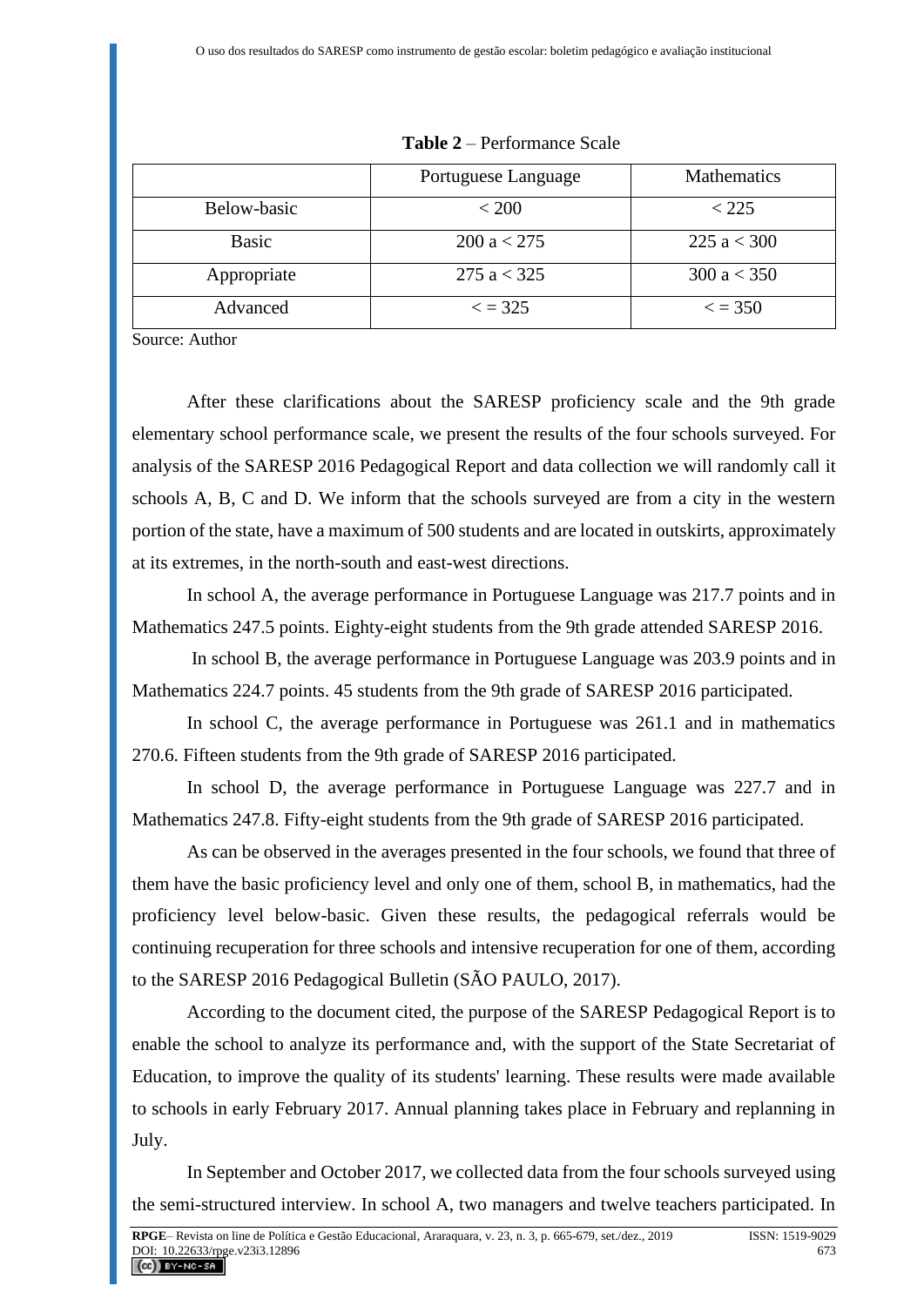**Table 2** – Performance Scale

| | Portuguese Language | Mathematics |
|---|---|---|
| Below-basic | < 200 | < 225 |
| Basic | 200 a < 275 | 225 a < 300 |
| Appropriate | 275 a < 325 | 300 a < 350 |
| Advanced | < = 325 | < = 350 |

Source: Author

After these clarifications about the SARESP proficiency scale and the 9th grade elementary school performance scale, we present the results of the four schools surveyed. For analysis of the SARESP 2016 Pedagogical Report and data collection we will randomly call it schools A, B, C and D. We inform that the schools surveyed are from a city in the western portion of the state, have a maximum of 500 students and are located in outskirts, approximately at its extremes, in the north-south and east-west directions.

In school A, the average performance in Portuguese Language was 217.7 points and in Mathematics 247.5 points. Eighty-eight students from the 9th grade attended SARESP 2016.

In school B, the average performance in Portuguese Language was 203.9 points and in Mathematics 224.7 points. 45 students from the 9th grade of SARESP 2016 participated.

In school C, the average performance in Portuguese was 261.1 and in mathematics 270.6. Fifteen students from the 9th grade of SARESP 2016 participated.

In school D, the average performance in Portuguese Language was 227.7 and in Mathematics 247.8. Fifty-eight students from the 9th grade of SARESP 2016 participated.

As can be observed in the averages presented in the four schools, we found that three of them have the basic proficiency level and only one of them, school B, in mathematics, had the proficiency level below-basic. Given these results, the pedagogical referrals would be continuing recuperation for three schools and intensive recuperation for one of them, according to the SARESP 2016 Pedagogical Bulletin (SÃO PAULO, 2017).

According to the document cited, the purpose of the SARESP Pedagogical Report is to enable the school to analyze its performance and, with the support of the State Secretariat of Education, to improve the quality of its students' learning. These results were made available to schools in early February 2017. Annual planning takes place in February and replanning in July.

In September and October 2017, we collected data from the four schools surveyed using the semi-structured interview. In school A, two managers and twelve teachers participated. In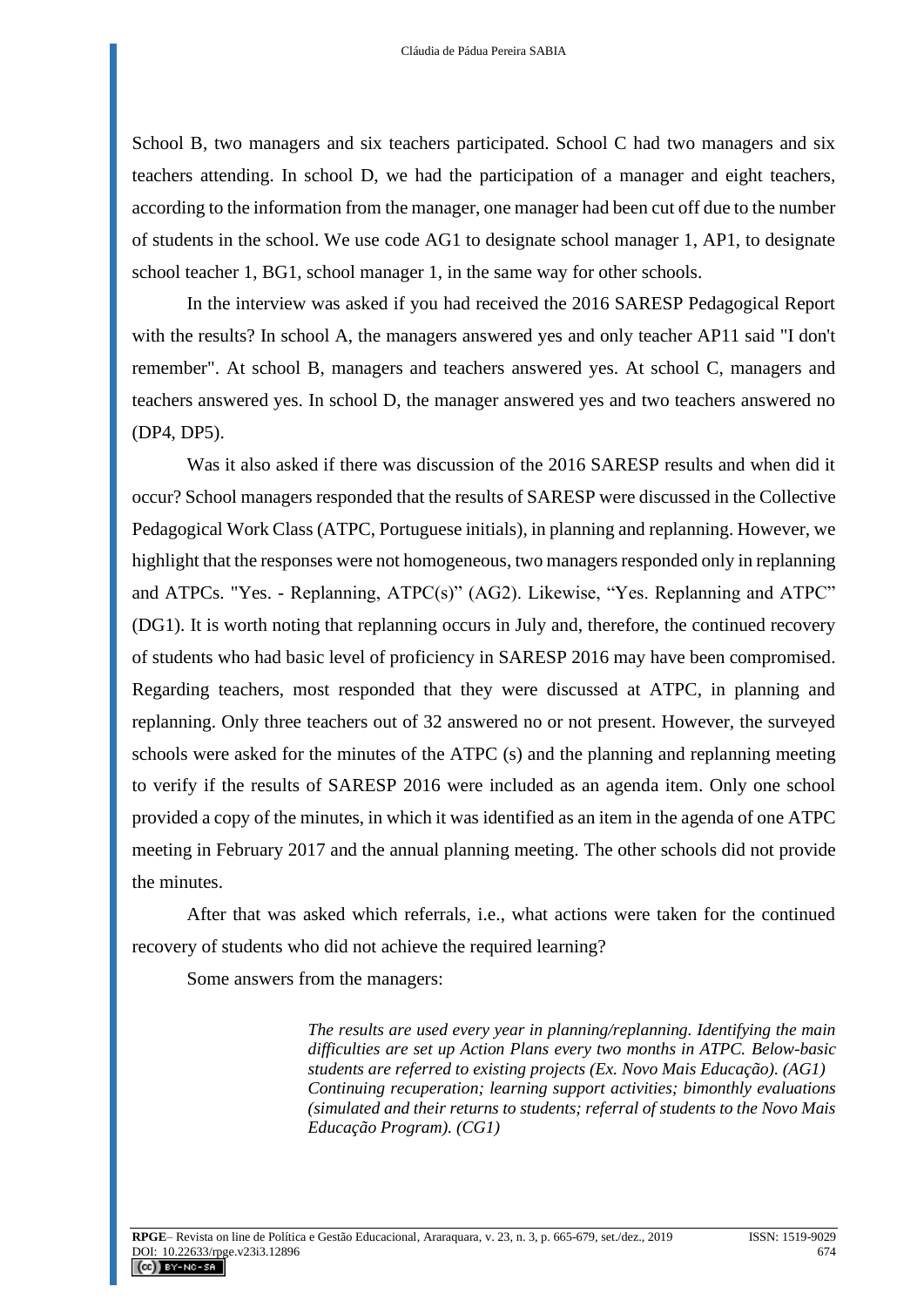School B, two managers and six teachers participated. School C had two managers and six teachers attending. In school D, we had the participation of a manager and eight teachers, according to the information from the manager, one manager had been cut off due to the number of students in the school. We use code AG1 to designate school manager 1, AP1, to designate school teacher 1, BG1, school manager 1, in the same way for other schools.

In the interview was asked if you had received the 2016 SARESP Pedagogical Report with the results? In school A, the managers answered yes and only teacher AP11 said "I don't remember". At school B, managers and teachers answered yes. At school C, managers and teachers answered yes. In school D, the manager answered yes and two teachers answered no (DP4, DP5).

Was it also asked if there was discussion of the 2016 SARESP results and when did it occur? School managers responded that the results of SARESP were discussed in the Collective Pedagogical Work Class (ATPC, Portuguese initials), in planning and replanning. However, we highlight that the responses were not homogeneous, two managers responded only in replanning and ATPCs. "Yes. - Replanning, ATPC(s)" (AG2). Likewise, "Yes. Replanning and ATPC" (DG1). It is worth noting that replanning occurs in July and, therefore, the continued recovery of students who had basic level of proficiency in SARESP 2016 may have been compromised. Regarding teachers, most responded that they were discussed at ATPC, in planning and replanning. Only three teachers out of 32 answered no or not present. However, the surveyed schools were asked for the minutes of the ATPC (s) and the planning and replanning meeting to verify if the results of SARESP 2016 were included as an agenda item. Only one school provided a copy of the minutes, in which it was identified as an item in the agenda of one ATPC meeting in February 2017 and the annual planning meeting. The other schools did not provide the minutes.

After that was asked which referrals, i.e., what actions were taken for the continued recovery of students who did not achieve the required learning?

Some answers from the managers:

> *The results are used every year in planning/replanning. Identifying the main difficulties are set up Action Plans every two months in ATPC. Below-basic students are referred to existing projects (Ex. Novo Mais Educação). (AG1)*
> *Continuing recuperation; learning support activities; bimonthly evaluations (simulated and their returns to students; referral of students to the Novo Mais Educação Program). (CG1)*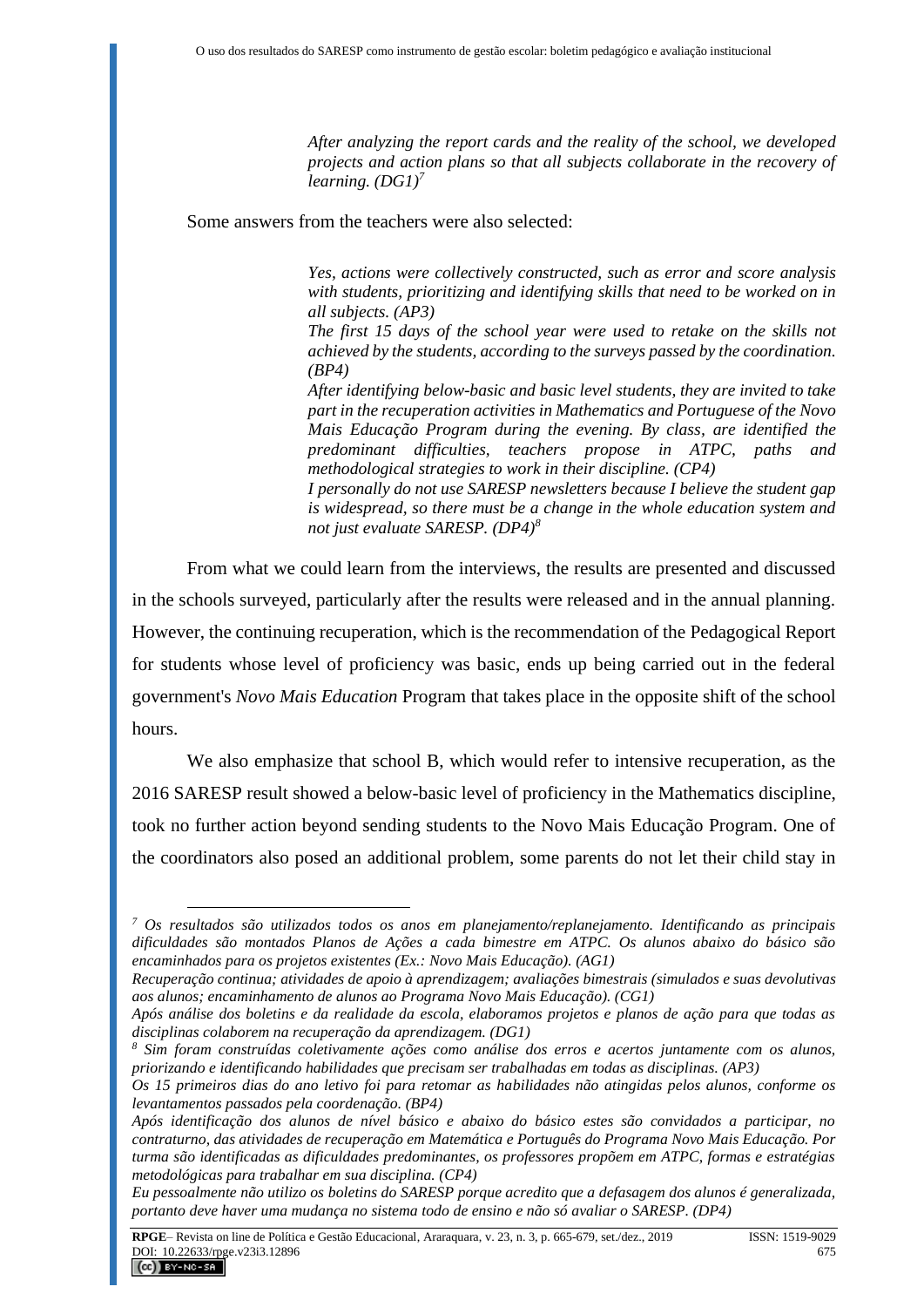> *After analyzing the report cards and the reality of the school, we developed projects and action plans so that all subjects collaborate in the recovery of learning. (DG1)*[7]

Some answers from the teachers were also selected:

> *Yes, actions were collectively constructed, such as error and score analysis with students, prioritizing and identifying skills that need to be worked on in all subjects. (AP3)*
>
> *The first 15 days of the school year were used to retake on the skills not achieved by the students, according to the surveys passed by the coordination. (BP4)*
>
> *After identifying below-basic and basic level students, they are invited to take part in the recuperation activities in Mathematics and Portuguese of the Novo Mais Educação Program during the evening. By class, are identified the predominant difficulties, teachers propose in ATPC, paths and methodological strategies to work in their discipline. (CP4)*
>
> *I personally do not use SARESP newsletters because I believe the student gap is widespread, so there must be a change in the whole education system and not just evaluate SARESP. (DP4)*[8]

From what we could learn from the interviews, the results are presented and discussed in the schools surveyed, particularly after the results were released and in the annual planning. However, the continuing recuperation, which is the recommendation of the Pedagogical Report for students whose level of proficiency was basic, ends up being carried out in the federal government's *Novo Mais Education* Program that takes place in the opposite shift of the school hours.

We also emphasize that school B, which would refer to intensive recuperation, as the 2016 SARESP result showed a below-basic level of proficiency in the Mathematics discipline, took no further action beyond sending students to the Novo Mais Educação Program. One of the coordinators also posed an additional problem, some parents do not let their child stay in

---

[7] *Os resultados são utilizados todos os anos em planejamento/replanejamento. Identificando as principais dificuldades são montados Planos de Ações a cada bimestre em ATPC. Os alunos abaixo do básico são encaminhados para os projetos existentes (Ex.: Novo Mais Educação). (AG1)*

*Recuperação continua; atividades de apoio à aprendizagem; avaliações bimestrais (simulados e suas devolutivas aos alunos; encaminhamento de alunos ao Programa Novo Mais Educação). (CG1)*

*Após análise dos boletins e da realidade da escola, elaboramos projetos e planos de ação para que todas as disciplinas colaborem na recuperação da aprendizagem. (DG1)*

[8] *Sim foram construídas coletivamente ações como análise dos erros e acertos juntamente com os alunos, priorizando e identificando habilidades que precisam ser trabalhadas em todas as disciplinas. (AP3)*

*Os 15 primeiros dias do ano letivo foi para retomar as habilidades não atingidas pelos alunos, conforme os levantamentos passados pela coordenação. (BP4)*

*Após identificação dos alunos de nível básico e abaixo do básico estes são convidados a participar, no contraturno, das atividades de recuperação em Matemática e Português do Programa Novo Mais Educação. Por turma são identificadas as dificuldades predominantes, os professores propõem em ATPC, formas e estratégias metodológicas para trabalhar em sua disciplina. (CP4)*

*Eu pessoalmente não utilizo os boletins do SARESP porque acredito que a defasagem dos alunos é generalizada, portanto deve haver uma mudança no sistema todo de ensino e não só avaliar o SARESP. (DP4)*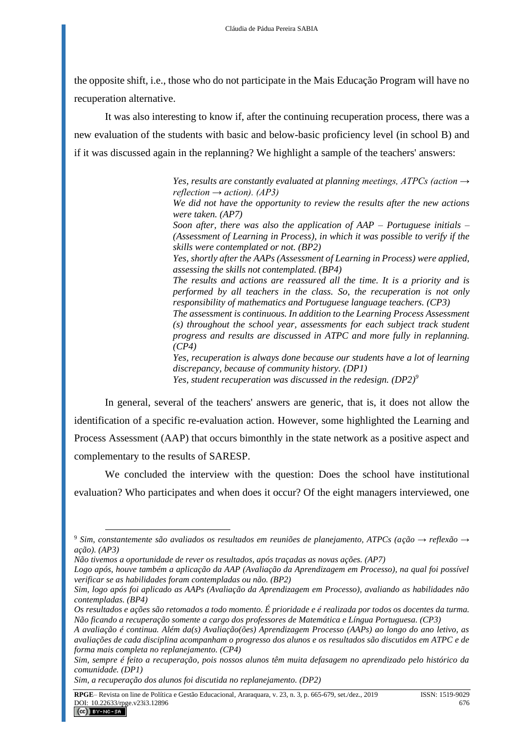the opposite shift, i.e., those who do not participate in the Mais Educação Program will have no recuperation alternative.

It was also interesting to know if, after the continuing recuperation process, there was a new evaluation of the students with basic and below-basic proficiency level (in school B) and if it was discussed again in the replanning? We highlight a sample of the teachers' answers:

> *Yes, results are constantly evaluated at planning meetings, ATPCs (action → reflection → action). (AP3)*
> *We did not have the opportunity to review the results after the new actions were taken. (AP7)*
> *Soon after, there was also the application of AAP – Portuguese initials – (Assessment of Learning in Process), in which it was possible to verify if the skills were contemplated or not. (BP2)*
> *Yes, shortly after the AAPs (Assessment of Learning in Process) were applied, assessing the skills not contemplated. (BP4)*
> *The results and actions are reassured all the time. It is a priority and is performed by all teachers in the class. So, the recuperation is not only responsibility of mathematics and Portuguese language teachers. (CP3)*
> *The assessment is continuous. In addition to the Learning Process Assessment (s) throughout the school year, assessments for each subject track student progress and results are discussed in ATPC and more fully in replanning. (CP4)*
> *Yes, recuperation is always done because our students have a lot of learning discrepancy, because of community history. (DP1)*
> *Yes, student recuperation was discussed in the redesign. (DP2)*[9]

In general, several of the teachers' answers are generic, that is, it does not allow the identification of a specific re-evaluation action. However, some highlighted the Learning and Process Assessment (AAP) that occurs bimonthly in the state network as a positive aspect and complementary to the results of SARESP.

We concluded the interview with the question: Does the school have institutional evaluation? Who participates and when does it occur? Of the eight managers interviewed, one

---

[9] *Sim, constantemente são avaliados os resultados em reuniões de planejamento, ATPCs (ação → reflexão → ação). (AP3)*
*Não tivemos a oportunidade de rever os resultados, após traçadas as novas ações. (AP7)*
*Logo após, houve também a aplicação da AAP (Avaliação da Aprendizagem em Processo), na qual foi possível verificar se as habilidades foram contempladas ou não. (BP2)*
*Sim, logo após foi aplicado as AAPs (Avaliação da Aprendizagem em Processo), avaliando as habilidades não contempladas. (BP4)*
*Os resultados e ações são retomados a todo momento. É prioridade e é realizada por todos os docentes da turma. Não ficando a recuperação somente a cargo dos professores de Matemática e Língua Portuguesa. (CP3)*
*A avaliação é continua. Além da(s) Avaliação(ões) Aprendizagem Processo (AAPs) ao longo do ano letivo, as avaliações de cada disciplina acompanham o progresso dos alunos e os resultados são discutidos em ATPC e de forma mais completa no replanejamento. (CP4)*
*Sim, sempre é feito a recuperação, pois nossos alunos têm muita defasagem no aprendizado pelo histórico da comunidade. (DP1)*
*Sim, a recuperação dos alunos foi discutida no replanejamento. (DP2)*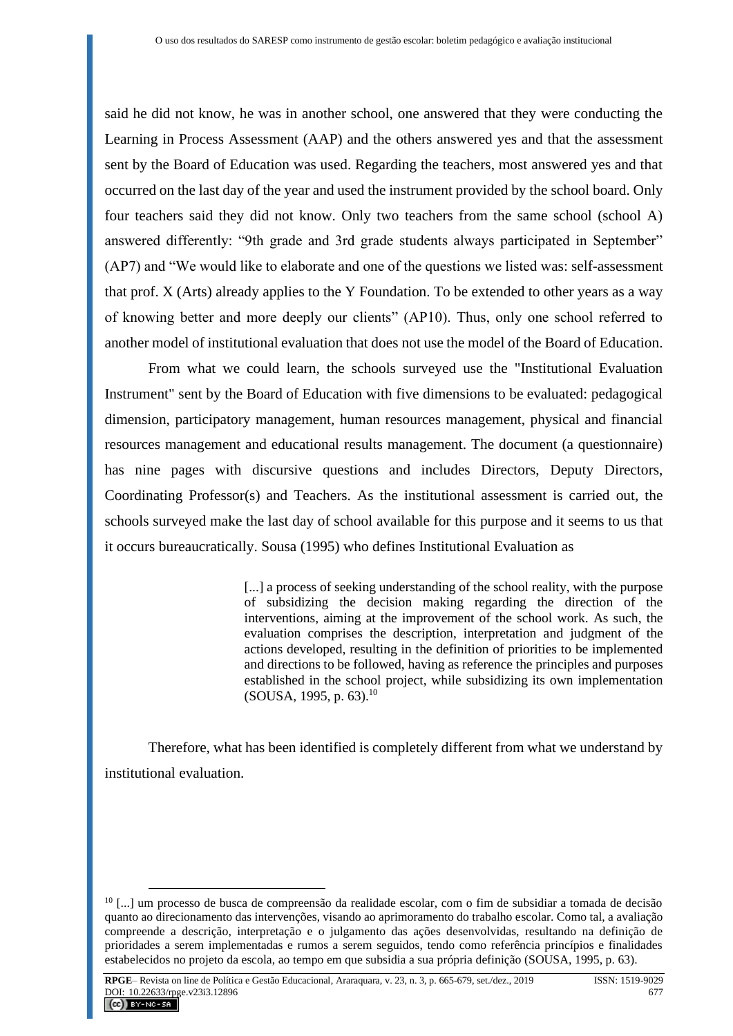said he did not know, he was in another school, one answered that they were conducting the Learning in Process Assessment (AAP) and the others answered yes and that the assessment sent by the Board of Education was used. Regarding the teachers, most answered yes and that occurred on the last day of the year and used the instrument provided by the school board. Only four teachers said they did not know. Only two teachers from the same school (school A) answered differently: "9th grade and 3rd grade students always participated in September" (AP7) and "We would like to elaborate and one of the questions we listed was: self-assessment that prof. X (Arts) already applies to the Y Foundation. To be extended to other years as a way of knowing better and more deeply our clients" (AP10). Thus, only one school referred to another model of institutional evaluation that does not use the model of the Board of Education.

From what we could learn, the schools surveyed use the "Institutional Evaluation Instrument" sent by the Board of Education with five dimensions to be evaluated: pedagogical dimension, participatory management, human resources management, physical and financial resources management and educational results management. The document (a questionnaire) has nine pages with discursive questions and includes Directors, Deputy Directors, Coordinating Professor(s) and Teachers. As the institutional assessment is carried out, the schools surveyed make the last day of school available for this purpose and it seems to us that it occurs bureaucratically. Sousa (1995) who defines Institutional Evaluation as

> [...] a process of seeking understanding of the school reality, with the purpose of subsidizing the decision making regarding the direction of the interventions, aiming at the improvement of the school work. As such, the evaluation comprises the description, interpretation and judgment of the actions developed, resulting in the definition of priorities to be implemented and directions to be followed, having as reference the principles and purposes established in the school project, while subsidizing its own implementation (SOUSA, 1995, p. 63).[10]

Therefore, what has been identified is completely different from what we understand by institutional evaluation.

---

[10] [...] um processo de busca de compreensão da realidade escolar, com o fim de subsidiar a tomada de decisão quanto ao direcionamento das intervenções, visando ao aprimoramento do trabalho escolar. Como tal, a avaliação compreende a descrição, interpretação e o julgamento das ações desenvolvidas, resultando na definição de prioridades a serem implementadas e rumos a serem seguidos, tendo como referência princípios e finalidades estabelecidos no projeto da escola, ao tempo em que subsidia a sua própria definição (SOUSA, 1995, p. 63).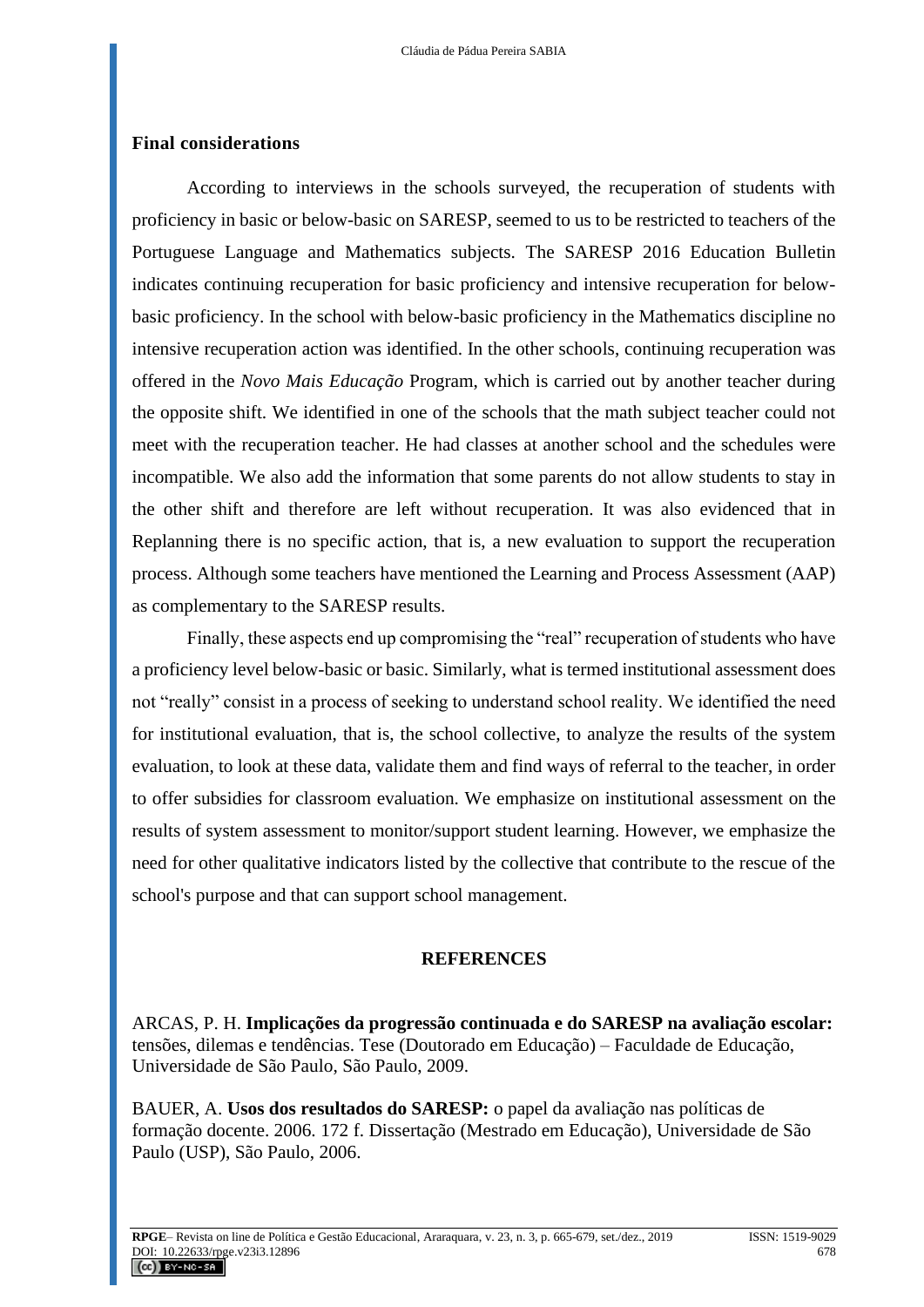## Final considerations

According to interviews in the schools surveyed, the recuperation of students with proficiency in basic or below-basic on SARESP, seemed to us to be restricted to teachers of the Portuguese Language and Mathematics subjects. The SARESP 2016 Education Bulletin indicates continuing recuperation for basic proficiency and intensive recuperation for below-basic proficiency. In the school with below-basic proficiency in the Mathematics discipline no intensive recuperation action was identified. In the other schools, continuing recuperation was offered in the *Novo Mais Educação* Program, which is carried out by another teacher during the opposite shift. We identified in one of the schools that the math subject teacher could not meet with the recuperation teacher. He had classes at another school and the schedules were incompatible. We also add the information that some parents do not allow students to stay in the other shift and therefore are left without recuperation. It was also evidenced that in Replanning there is no specific action, that is, a new evaluation to support the recuperation process. Although some teachers have mentioned the Learning and Process Assessment (AAP) as complementary to the SARESP results.

Finally, these aspects end up compromising the "real" recuperation of students who have a proficiency level below-basic or basic. Similarly, what is termed institutional assessment does not "really" consist in a process of seeking to understand school reality. We identified the need for institutional evaluation, that is, the school collective, to analyze the results of the system evaluation, to look at these data, validate them and find ways of referral to the teacher, in order to offer subsidies for classroom evaluation. We emphasize on institutional assessment on the results of system assessment to monitor/support student learning. However, we emphasize the need for other qualitative indicators listed by the collective that contribute to the rescue of the school's purpose and that can support school management.

## REFERENCES

ARCAS, P. H. **Implicações da progressão continuada e do SARESP na avaliação escolar:** tensões, dilemas e tendências. Tese (Doutorado em Educação) – Faculdade de Educação, Universidade de São Paulo, São Paulo, 2009.

BAUER, A. **Usos dos resultados do SARESP:** o papel da avaliação nas políticas de formação docente. 2006. 172 f. Dissertação (Mestrado em Educação), Universidade de São Paulo (USP), São Paulo, 2006.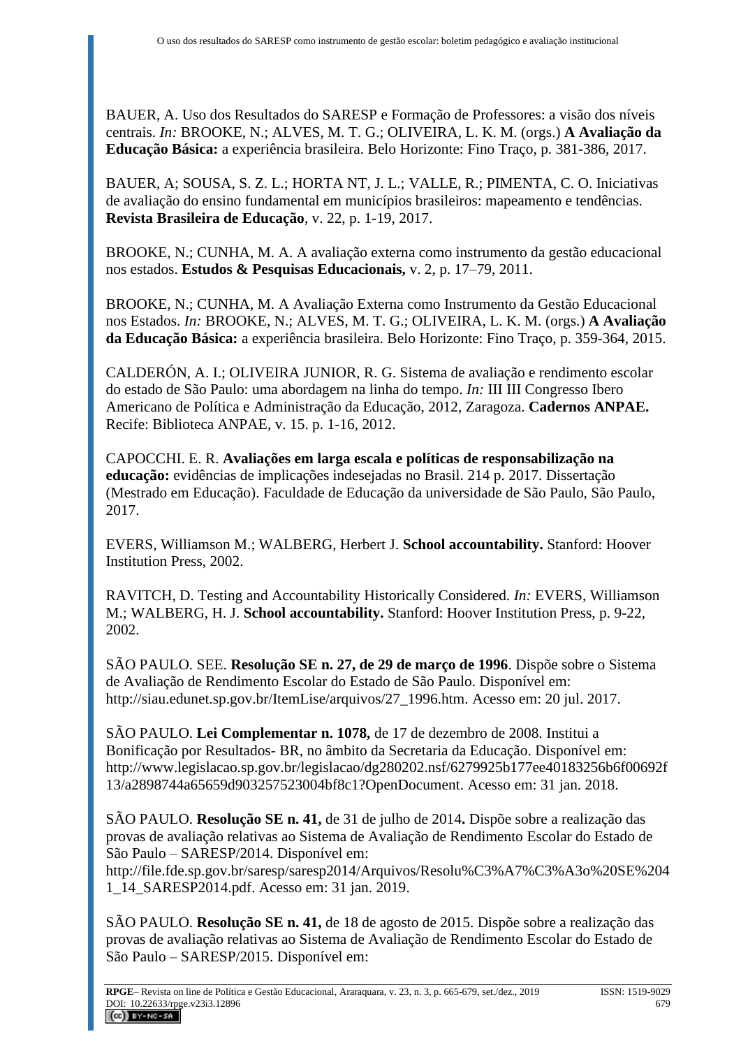BAUER, A. Uso dos Resultados do SARESP e Formação de Professores: a visão dos níveis centrais. *In:* BROOKE, N.; ALVES, M. T. G.; OLIVEIRA, L. K. M. (orgs.) **A Avaliação da Educação Básica:** a experiência brasileira. Belo Horizonte: Fino Traço, p. 381-386, 2017.

BAUER, A; SOUSA, S. Z. L.; HORTA NT, J. L.; VALLE, R.; PIMENTA, C. O. Iniciativas de avaliação do ensino fundamental em municípios brasileiros: mapeamento e tendências. **Revista Brasileira de Educação**, v. 22, p. 1-19, 2017.

BROOKE, N.; CUNHA, M. A. A avaliação externa como instrumento da gestão educacional nos estados. **Estudos & Pesquisas Educacionais,** v. 2, p. 17–79, 2011.

BROOKE, N.; CUNHA, M. A Avaliação Externa como Instrumento da Gestão Educacional nos Estados. *In:* BROOKE, N.; ALVES, M. T. G.; OLIVEIRA, L. K. M. (orgs.) **A Avaliação da Educação Básica:** a experiência brasileira. Belo Horizonte: Fino Traço, p. 359-364, 2015.

CALDERÓN, A. I.; OLIVEIRA JUNIOR, R. G. Sistema de avaliação e rendimento escolar do estado de São Paulo: uma abordagem na linha do tempo. *In:* III III Congresso Ibero Americano de Política e Administração da Educação, 2012, Zaragoza. **Cadernos ANPAE.** Recife: Biblioteca ANPAE, v. 15. p. 1-16, 2012.

CAPOCCHI. E. R. **Avaliações em larga escala e políticas de responsabilização na educação:** evidências de implicações indesejadas no Brasil. 214 p. 2017. Dissertação (Mestrado em Educação). Faculdade de Educação da universidade de São Paulo, São Paulo, 2017.

EVERS, Williamson M.; WALBERG, Herbert J. **School accountability.** Stanford: Hoover Institution Press, 2002.

RAVITCH, D. Testing and Accountability Historically Considered. *In:* EVERS, Williamson M.; WALBERG, H. J. **School accountability.** Stanford: Hoover Institution Press, p. 9-22, 2002.

SÃO PAULO. SEE. **Resolução SE n. 27, de 29 de março de 1996**. Dispõe sobre o Sistema de Avaliação de Rendimento Escolar do Estado de São Paulo. Disponível em: http://siau.edunet.sp.gov.br/ItemLise/arquivos/27_1996.htm. Acesso em: 20 jul. 2017.

SÃO PAULO. **Lei Complementar n. 1078,** de 17 de dezembro de 2008. Institui a Bonificação por Resultados- BR, no âmbito da Secretaria da Educação. Disponível em: http://www.legislacao.sp.gov.br/legislacao/dg280202.nsf/6279925b177ee40183256b6f00692f13/a2898744a65659d903257523004bf8c1?OpenDocument. Acesso em: 31 jan. 2018.

SÃO PAULO. **Resolução SE n. 41,** de 31 de julho de 2014**.** Dispõe sobre a realização das provas de avaliação relativas ao Sistema de Avaliação de Rendimento Escolar do Estado de São Paulo – SARESP/2014. Disponível em: http://file.fde.sp.gov.br/saresp/saresp2014/Arquivos/Resolu%C3%A7%C3%A3o%20SE%2041_14_SARESP2014.pdf. Acesso em: 31 jan. 2019.

SÃO PAULO. **Resolução SE n. 41,** de 18 de agosto de 2015. Dispõe sobre a realização das provas de avaliação relativas ao Sistema de Avaliação de Rendimento Escolar do Estado de São Paulo – SARESP/2015. Disponível em: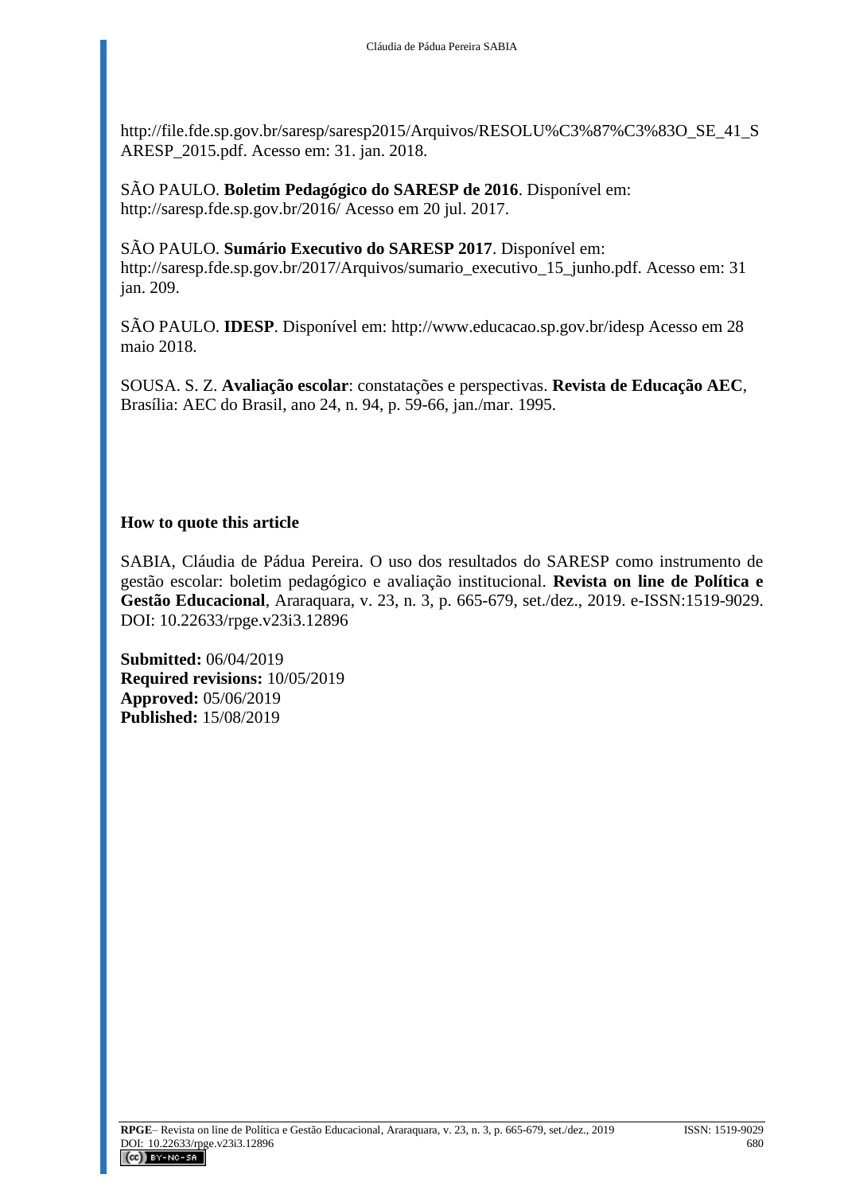http://file.fde.sp.gov.br/saresp/saresp2015/Arquivos/RESOLU%C3%87%C3%83O_SE_41_SARESP_2015.pdf. Acesso em: 31. jan. 2018.

SÃO PAULO. **Boletim Pedagógico do SARESP de 2016**. Disponível em: http://saresp.fde.sp.gov.br/2016/ Acesso em 20 jul. 2017.

SÃO PAULO. **Sumário Executivo do SARESP 2017**. Disponível em: http://saresp.fde.sp.gov.br/2017/Arquivos/sumario_executivo_15_junho.pdf. Acesso em: 31 jan. 209.

SÃO PAULO. **IDESP**. Disponível em: http://www.educacao.sp.gov.br/idesp Acesso em 28 maio 2018.

SOUSA. S. Z. **Avaliação escolar**: constatações e perspectivas. **Revista de Educação AEC**, Brasília: AEC do Brasil, ano 24, n. 94, p. 59-66, jan./mar. 1995.

### How to quote this article

SABIA, Cláudia de Pádua Pereira. O uso dos resultados do SARESP como instrumento de gestão escolar: boletim pedagógico e avaliação institucional. **Revista on line de Política e Gestão Educacional**, Araraquara, v. 23, n. 3, p. 665-679, set./dez., 2019. e-ISSN:1519-9029. DOI: 10.22633/rpge.v23i3.12896

**Submitted:** 06/04/2019
**Required revisions:** 10/05/2019
**Approved:** 05/06/2019
**Published:** 15/08/2019